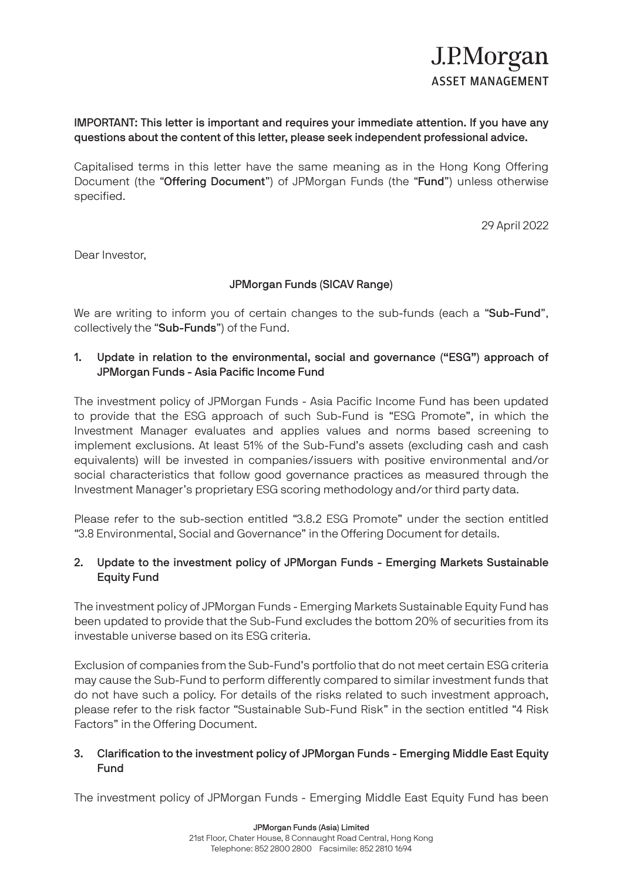J.P.Morgan
ASSET MANAGEMENT

**IMPORTANT: This letter is important and requires your immediate attention. If you have any questions about the content of this letter, please seek independent professional advice.**

Capitalised terms in this letter have the same meaning as in the Hong Kong Offering Document (the "**Offering Document**") of JPMorgan Funds (the "**Fund**") unless otherwise specified.

29 April 2022

Dear Investor,

**JPMorgan Funds (SICAV Range)**

We are writing to inform you of certain changes to the sub-funds (each a "**Sub-Fund**", collectively the "**Sub-Funds**") of the Fund.

## 1. Update in relation to the environmental, social and governance ("ESG") approach of JPMorgan Funds - Asia Pacific Income Fund

The investment policy of JPMorgan Funds - Asia Pacific Income Fund has been updated to provide that the ESG approach of such Sub-Fund is "ESG Promote", in which the Investment Manager evaluates and applies values and norms based screening to implement exclusions. At least 51% of the Sub-Fund's assets (excluding cash and cash equivalents) will be invested in companies/issuers with positive environmental and/or social characteristics that follow good governance practices as measured through the Investment Manager's proprietary ESG scoring methodology and/or third party data.

Please refer to the sub-section entitled "3.8.2 ESG Promote" under the section entitled "3.8 Environmental, Social and Governance" in the Offering Document for details.

## 2. Update to the investment policy of JPMorgan Funds - Emerging Markets Sustainable Equity Fund

The investment policy of JPMorgan Funds - Emerging Markets Sustainable Equity Fund has been updated to provide that the Sub-Fund excludes the bottom 20% of securities from its investable universe based on its ESG criteria.

Exclusion of companies from the Sub-Fund's portfolio that do not meet certain ESG criteria may cause the Sub-Fund to perform differently compared to similar investment funds that do not have such a policy. For details of the risks related to such investment approach, please refer to the risk factor "Sustainable Sub-Fund Risk" in the section entitled "4 Risk Factors" in the Offering Document.

## 3. Clarification to the investment policy of JPMorgan Funds - Emerging Middle East Equity Fund

The investment policy of JPMorgan Funds - Emerging Middle East Equity Fund has been

**JPMorgan Funds (Asia) Limited**
21st Floor, Chater House, 8 Connaught Road Central, Hong Kong
Telephone: 852 2800 2800 Facsimile: 852 2810 1694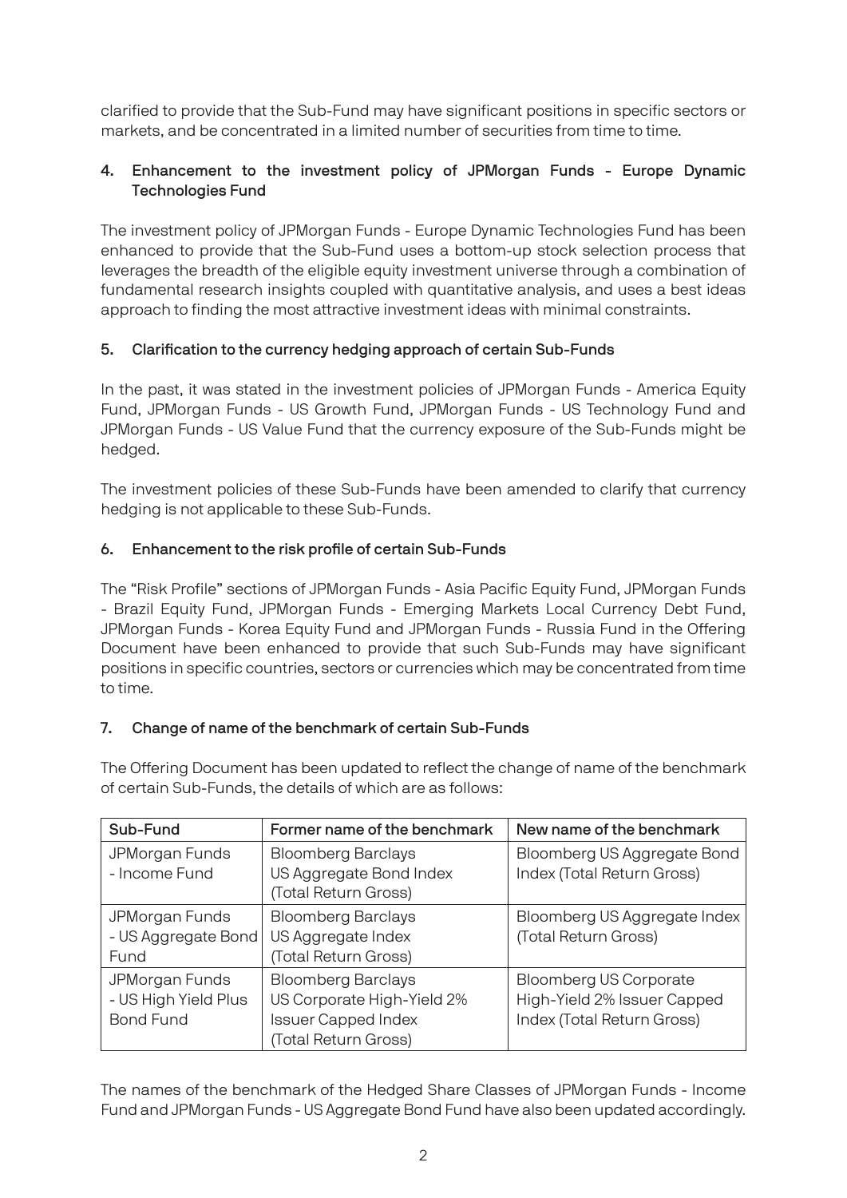clarified to provide that the Sub-Fund may have significant positions in specific sectors or markets, and be concentrated in a limited number of securities from time to time.

### 4. Enhancement to the investment policy of JPMorgan Funds - Europe Dynamic Technologies Fund

The investment policy of JPMorgan Funds - Europe Dynamic Technologies Fund has been enhanced to provide that the Sub-Fund uses a bottom-up stock selection process that leverages the breadth of the eligible equity investment universe through a combination of fundamental research insights coupled with quantitative analysis, and uses a best ideas approach to finding the most attractive investment ideas with minimal constraints.

### 5. Clarification to the currency hedging approach of certain Sub-Funds

In the past, it was stated in the investment policies of JPMorgan Funds - America Equity Fund, JPMorgan Funds - US Growth Fund, JPMorgan Funds - US Technology Fund and JPMorgan Funds - US Value Fund that the currency exposure of the Sub-Funds might be hedged.

The investment policies of these Sub-Funds have been amended to clarify that currency hedging is not applicable to these Sub-Funds.

### 6. Enhancement to the risk profile of certain Sub-Funds

The "Risk Profile" sections of JPMorgan Funds - Asia Pacific Equity Fund, JPMorgan Funds - Brazil Equity Fund, JPMorgan Funds - Emerging Markets Local Currency Debt Fund, JPMorgan Funds - Korea Equity Fund and JPMorgan Funds - Russia Fund in the Offering Document have been enhanced to provide that such Sub-Funds may have significant positions in specific countries, sectors or currencies which may be concentrated from time to time.

### 7. Change of name of the benchmark of certain Sub-Funds

The Offering Document has been updated to reflect the change of name of the benchmark of certain Sub-Funds, the details of which are as follows:

| Sub-Fund | Former name of the benchmark | New name of the benchmark |
|---|---|---|
| JPMorgan Funds - Income Fund | Bloomberg Barclays US Aggregate Bond Index (Total Return Gross) | Bloomberg US Aggregate Bond Index (Total Return Gross) |
| JPMorgan Funds - US Aggregate Bond Fund | Bloomberg Barclays US Aggregate Index (Total Return Gross) | Bloomberg US Aggregate Index (Total Return Gross) |
| JPMorgan Funds - US High Yield Plus Bond Fund | Bloomberg Barclays US Corporate High-Yield 2% Issuer Capped Index (Total Return Gross) | Bloomberg US Corporate High-Yield 2% Issuer Capped Index (Total Return Gross) |

The names of the benchmark of the Hedged Share Classes of JPMorgan Funds - Income Fund and JPMorgan Funds - US Aggregate Bond Fund have also been updated accordingly.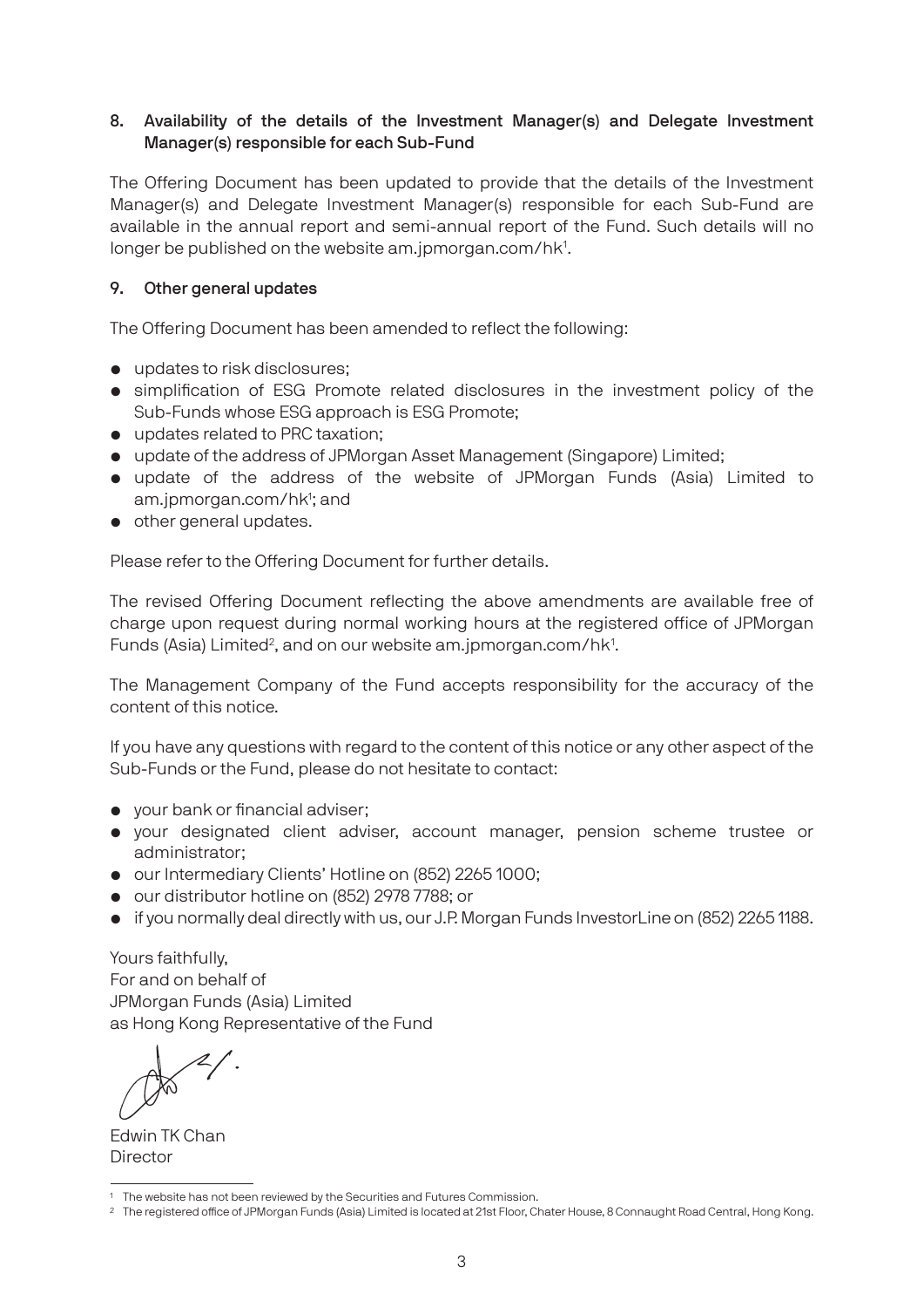## 8. Availability of the details of the Investment Manager(s) and Delegate Investment Manager(s) responsible for each Sub-Fund

The Offering Document has been updated to provide that the details of the Investment Manager(s) and Delegate Investment Manager(s) responsible for each Sub-Fund are available in the annual report and semi-annual report of the Fund. Such details will no longer be published on the website am.jpmorgan.com/hk[1].

## 9. Other general updates

The Offering Document has been amended to reflect the following:

- updates to risk disclosures;
- simplification of ESG Promote related disclosures in the investment policy of the Sub-Funds whose ESG approach is ESG Promote;
- updates related to PRC taxation;
- update of the address of JPMorgan Asset Management (Singapore) Limited;
- update of the address of the website of JPMorgan Funds (Asia) Limited to am.jpmorgan.com/hk[1]; and
- other general updates.

Please refer to the Offering Document for further details.

The revised Offering Document reflecting the above amendments are available free of charge upon request during normal working hours at the registered office of JPMorgan Funds (Asia) Limited[2], and on our website am.jpmorgan.com/hk[1].

The Management Company of the Fund accepts responsibility for the accuracy of the content of this notice.

If you have any questions with regard to the content of this notice or any other aspect of the Sub-Funds or the Fund, please do not hesitate to contact:

- your bank or financial adviser;
- your designated client adviser, account manager, pension scheme trustee or administrator;
- our Intermediary Clients' Hotline on (852) 2265 1000;
- our distributor hotline on (852) 2978 7788; or
- if you normally deal directly with us, our J.P. Morgan Funds InvestorLine on (852) 2265 1188.

Yours faithfully,
For and on behalf of
JPMorgan Funds (Asia) Limited
as Hong Kong Representative of the Fund

Edwin TK Chan
Director

---

[1] The website has not been reviewed by the Securities and Futures Commission.

[2] The registered office of JPMorgan Funds (Asia) Limited is located at 21st Floor, Chater House, 8 Connaught Road Central, Hong Kong.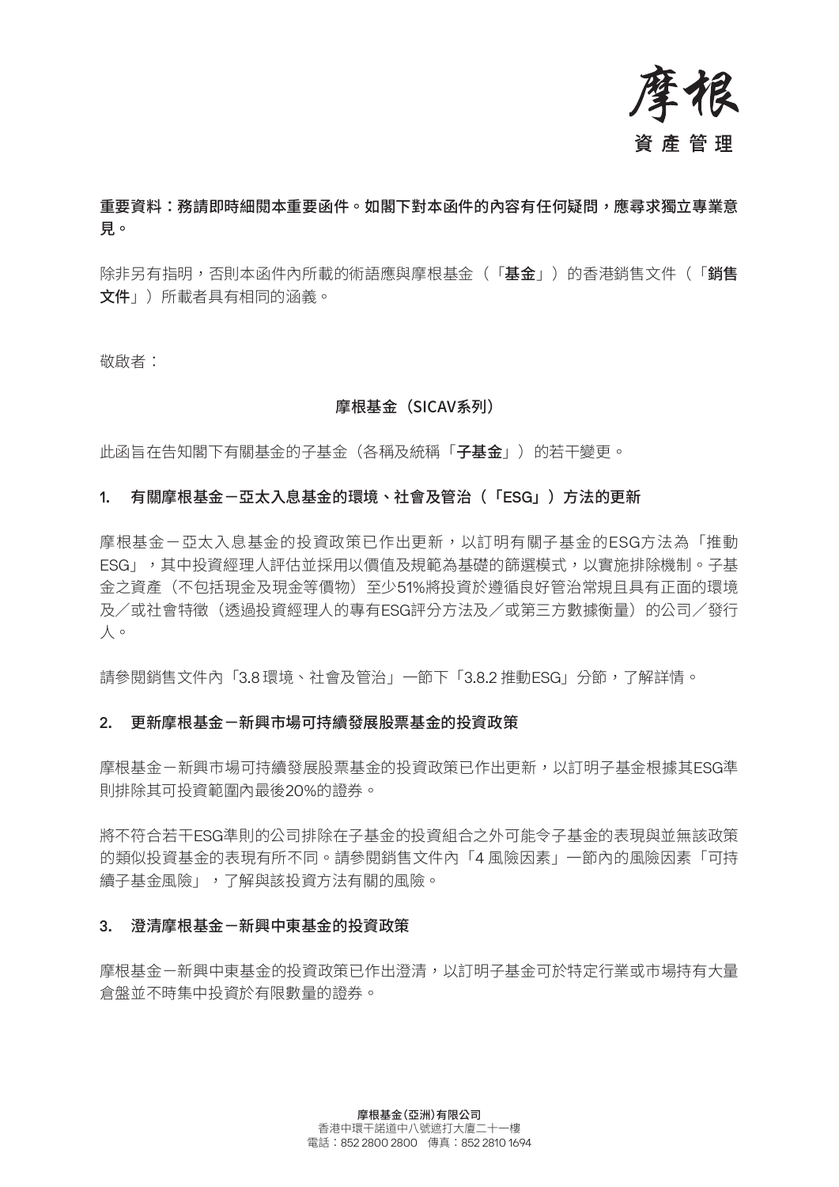**重要資料：務請即時細閱本重要函件。如閣下對本函件的內容有任何疑問，應尋求獨立專業意見。**

除非另有指明，否則本函件內所載的術語應與摩根基金（「**基金**」）的香港銷售文件（「**銷售文件**」）所載者具有相同的涵義。

敬啟者：

**摩根基金（SICAV系列）**

此函旨在告知閣下有關基金的子基金（各稱及統稱「**子基金**」）的若干變更。

### 1. 有關摩根基金－亞太入息基金的環境、社會及管治（「ESG」）方法的更新

摩根基金－亞太入息基金的投資政策已作出更新，以訂明有關子基金的ESG方法為「推動ESG」，其中投資經理人評估並採用以價值及規範為基礎的篩選模式，以實施排除機制。子基金之資產（不包括現金及現金等價物）至少51%將投資於遵循良好管治常規且具有正面的環境及／或社會特徵（透過投資經理人的專有ESG評分方法及／或第三方數據衡量）的公司／發行人。

請參閱銷售文件內「3.8 環境、社會及管治」一節下「3.8.2 推動ESG」分節，了解詳情。

### 2. 更新摩根基金－新興市場可持續發展股票基金的投資政策

摩根基金－新興市場可持續發展股票基金的投資政策已作出更新，以訂明子基金根據其ESG準則排除其可投資範圍內最後20%的證券。

將不符合若干ESG準則的公司排除在子基金的投資組合之外可能令子基金的表現與並無該政策的類似投資基金的表現有所不同。請參閱銷售文件內「4 風險因素」一節內的風險因素「可持續子基金風險」，了解與該投資方法有關的風險。

### 3. 澄清摩根基金－新興中東基金的投資政策

摩根基金－新興中東基金的投資政策已作出澄清，以訂明子基金可於特定行業或市場持有大量倉盤並不時集中投資於有限數量的證券。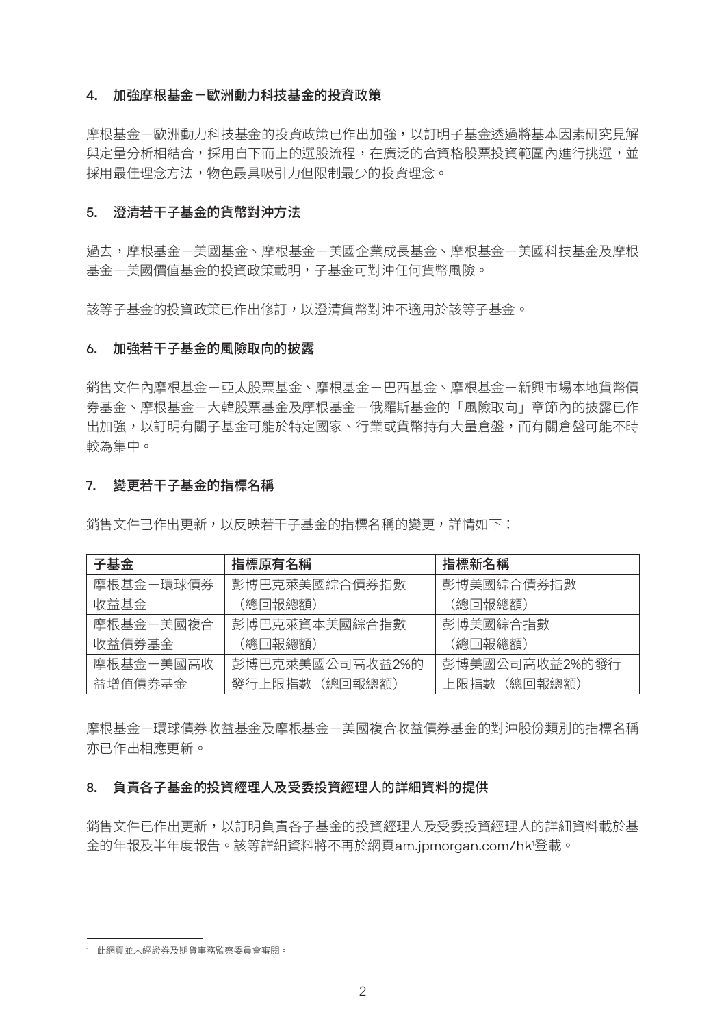## 4. 加強摩根基金－歐洲動力科技基金的投資政策

摩根基金－歐洲動力科技基金的投資政策已作出加強，以訂明子基金透過將基本因素研究見解與定量分析相結合，採用自下而上的選股流程，在廣泛的合資格股票投資範圍內進行挑選，並採用最佳理念方法，物色最具吸引力但限制最少的投資理念。

## 5. 澄清若干子基金的貨幣對沖方法

過去，摩根基金－美國基金、摩根基金－美國企業成長基金、摩根基金－美國科技基金及摩根基金－美國價值基金的投資政策載明，子基金可對沖任何貨幣風險。

該等子基金的投資政策已作出修訂，以澄清貨幣對沖不適用於該等子基金。

## 6. 加強若干子基金的風險取向的披露

銷售文件內摩根基金－亞太股票基金、摩根基金－巴西基金、摩根基金－新興市場本地貨幣債券基金、摩根基金－大韓股票基金及摩根基金－俄羅斯基金的「風險取向」章節內的披露已作出加強，以訂明有關子基金可能於特定國家、行業或貨幣持有大量倉盤，而有關倉盤可能不時較為集中。

## 7. 變更若干子基金的指標名稱

銷售文件已作出更新，以反映若干子基金的指標名稱的變更，詳情如下：

| 子基金 | 指標原有名稱 | 指標新名稱 |
|---|---|---|
| 摩根基金－環球債券收益基金 | 彭博巴克萊美國綜合債券指數（總回報總額） | 彭博美國綜合債券指數（總回報總額） |
| 摩根基金－美國複合收益債券基金 | 彭博巴克萊資本美國綜合指數（總回報總額） | 彭博美國綜合指數（總回報總額） |
| 摩根基金－美國高收益增值債券基金 | 彭博巴克萊美國公司高收益2%的發行上限指數（總回報總額） | 彭博美國公司高收益2%的發行上限指數（總回報總額） |

摩根基金－環球債券收益基金及摩根基金－美國複合收益債券基金的對沖股份類別的指標名稱亦已作出相應更新。

## 8. 負責各子基金的投資經理人及受委投資經理人的詳細資料的提供

銷售文件已作出更新，以訂明負責各子基金的投資經理人及受委投資經理人的詳細資料載於基金的年報及半年度報告。該等詳細資料將不再於網頁am.jpmorgan.com/hk[1]登載。

---

[1] 此網頁並未經證券及期貨事務監察委員會審閱。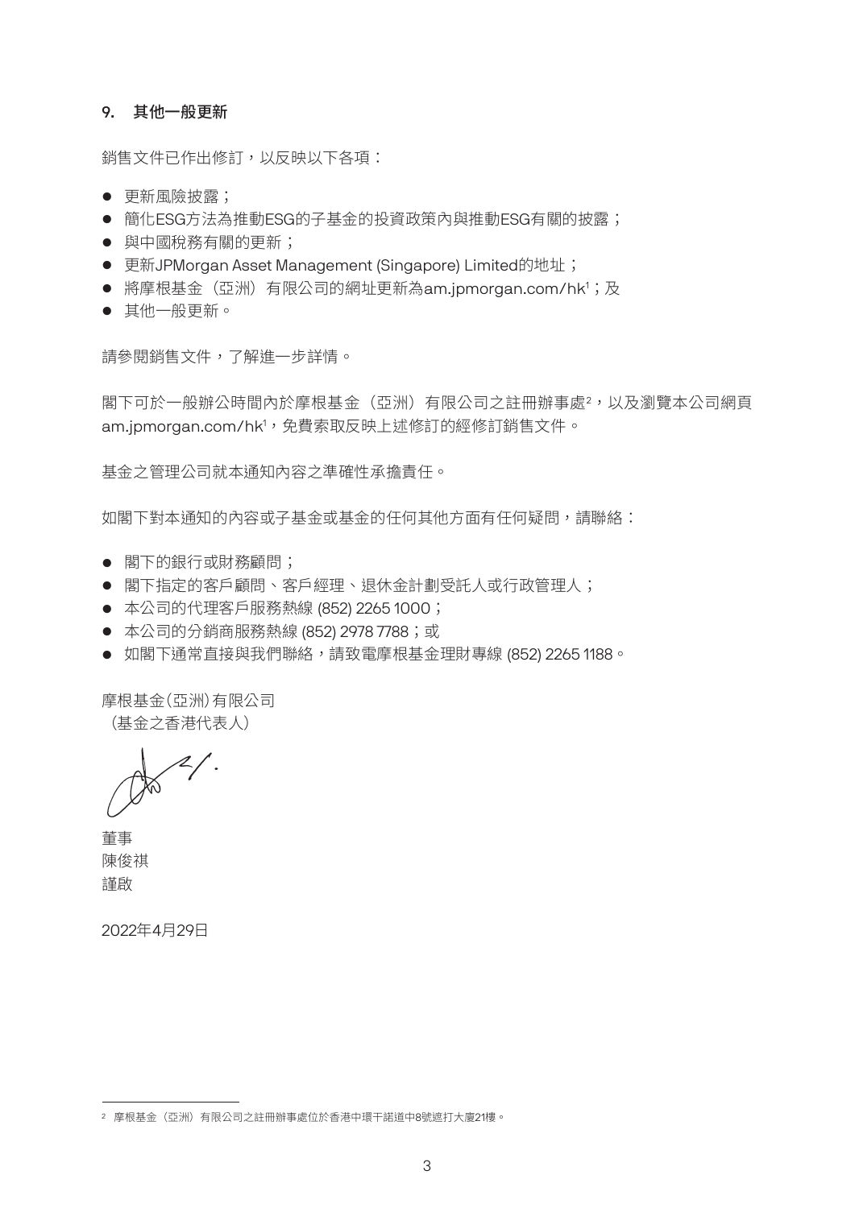## 9. 其他一般更新

銷售文件已作出修訂，以反映以下各項：

- 更新風險披露；
- 簡化ESG方法為推動ESG的子基金的投資政策內與推動ESG有關的披露；
- 與中國稅務有關的更新；
- 更新JPMorgan Asset Management (Singapore) Limited的地址；
- 將摩根基金（亞洲）有限公司的網址更新為am.jpmorgan.com/hk[1]；及
- 其他一般更新。

請參閱銷售文件，了解進一步詳情。

閣下可於一般辦公時間內於摩根基金（亞洲）有限公司之註冊辦事處[2]，以及瀏覽本公司網頁am.jpmorgan.com/hk[1]，免費索取反映上述修訂的經修訂銷售文件。

基金之管理公司就本通知內容之準確性承擔責任。

如閣下對本通知的內容或子基金或基金的任何其他方面有任何疑問，請聯絡：

- 閣下的銀行或財務顧問；
- 閣下指定的客戶顧問、客戶經理、退休金計劃受託人或行政管理人；
- 本公司的代理客戶服務熱線 (852) 2265 1000；
- 本公司的分銷商服務熱線 (852) 2978 7788；或
- 如閣下通常直接與我們聯絡，請致電摩根基金理財專線 (852) 2265 1188。

摩根基金（亞洲）有限公司
（基金之香港代表人）

董事
陳俊祺
謹啟

2022年4月29日

[2] 摩根基金（亞洲）有限公司之註冊辦事處位於香港中環干諾道中8號遮打大廈21樓。